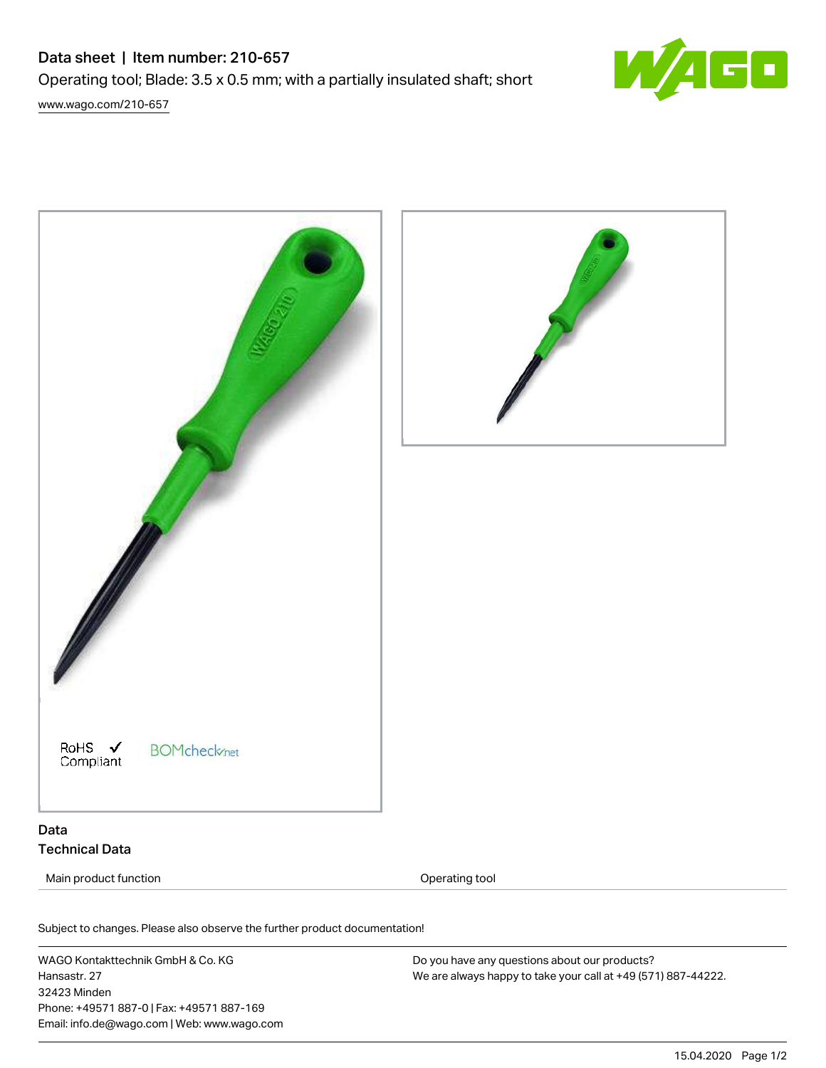# Data sheet | Item number: 210-657

Operating tool; Blade: 3.5 x 0.5 mm; with a partially insulated shaft; short

www.wago.com/210-657

RoHS ✓ Compliant

BOMcheck.net

## Data

### Technical Data

| Main product function | Operating tool |
| --- | --- |

Subject to changes. Please also observe the further product documentation!

WAGO Kontakttechnik GmbH & Co. KG
Hansastr. 27
32423 Minden
Phone: +49571 887-0 | Fax: +49571 887-169
Email: info.de@wago.com | Web: www.wago.com

Do you have any questions about our products?
We are always happy to take your call at +49 (571) 887-44222.

15.04.2020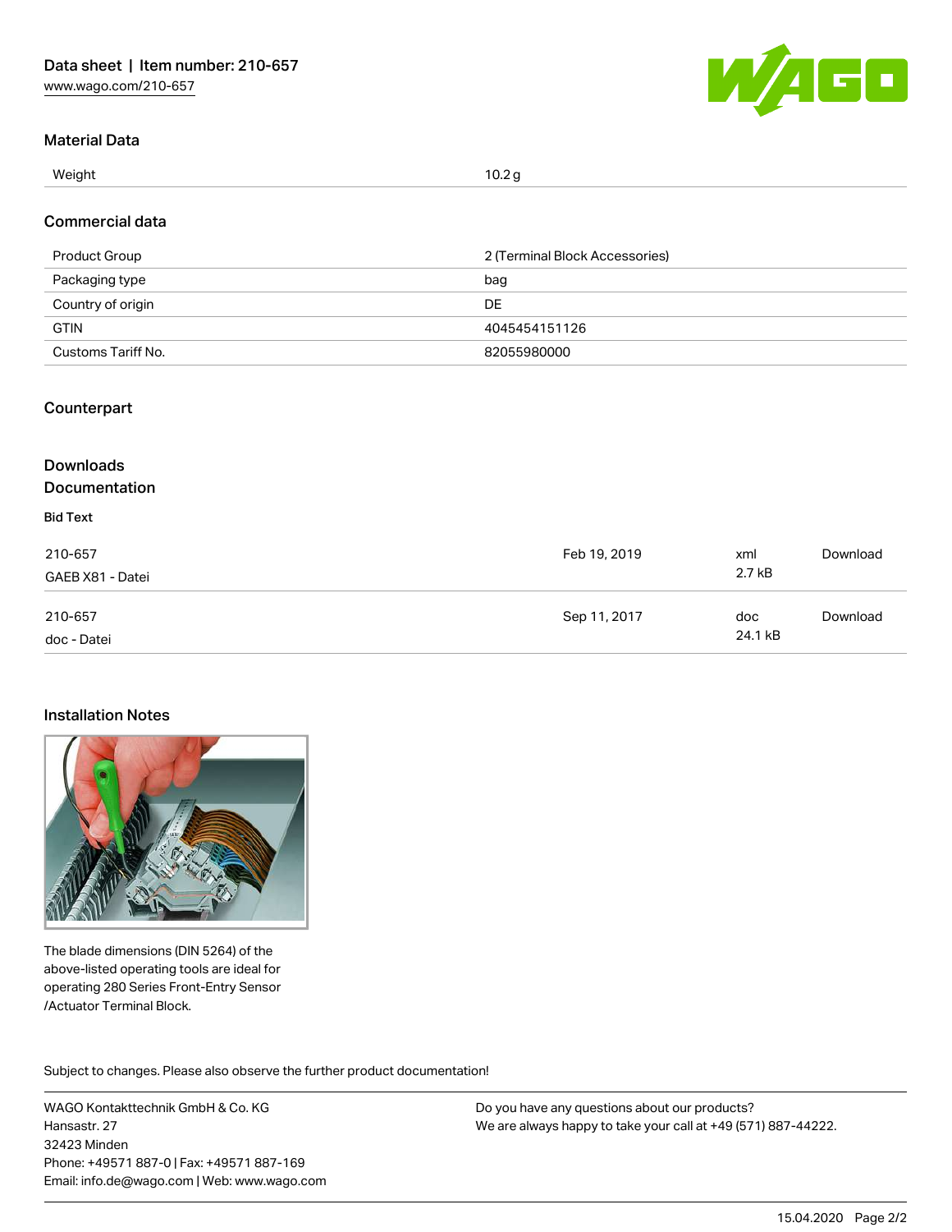### Material Data

| | |
|---|---|
| Weight | 10.2 g |

### Commercial data

| | |
|---|---|
| Product Group | 2 (Terminal Block Accessories) |
| Packaging type | bag |
| Country of origin | DE |
| GTIN | 4045454151126 |
| Customs Tariff No. | 82055980000 |

### Counterpart

### Downloads
### Documentation

**Bid Text**

| | | | |
|---|---|---|---|
| 210-657<br>GAEB X81 - Datei | Feb 19, 2019 | xml<br>2.7 kB | Download |
| 210-657<br>doc - Datei | Sep 11, 2017 | doc<br>24.1 kB | Download |

### Installation Notes

The blade dimensions (DIN 5264) of the above-listed operating tools are ideal for operating 280 Series Front-Entry Sensor /Actuator Terminal Block.

Subject to changes. Please also observe the further product documentation!

WAGO Kontakttechnik GmbH & Co. KG
Hansastr. 27
32423 Minden
Phone: +49571 887-0 | Fax: +49571 887-169
Email: info.de@wago.com | Web: www.wago.com

Do you have any questions about our products?
We are always happy to take your call at +49 (571) 887-44222.

15.04.2020